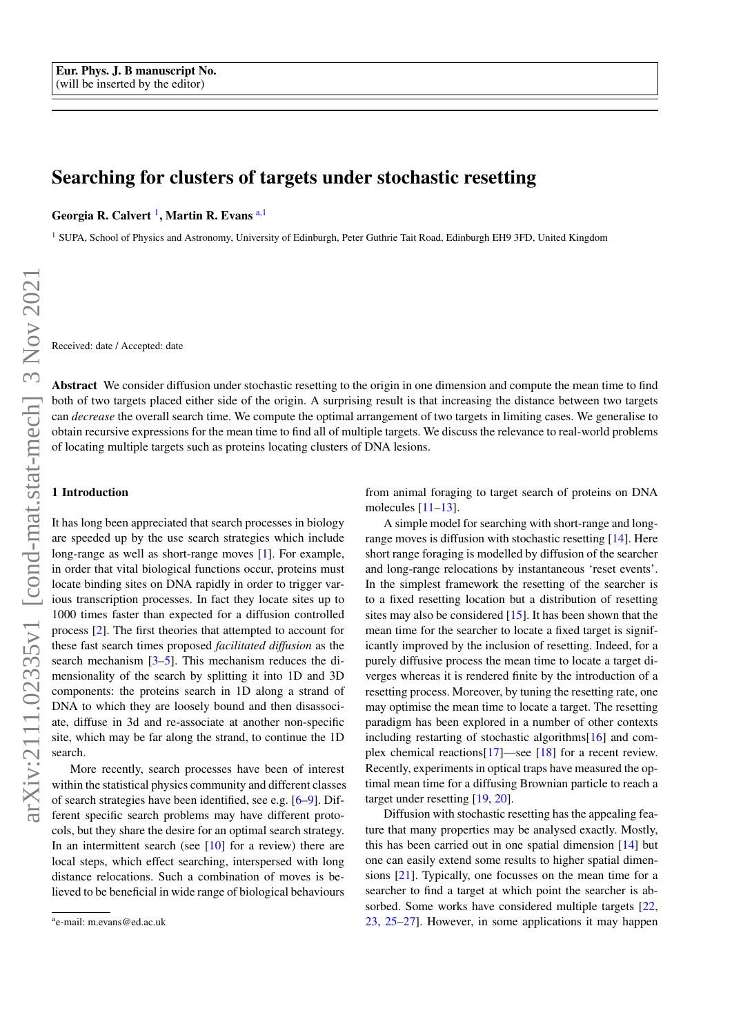Eur. Phys. J. B manuscript No.
(will be inserted by the editor)

# Searching for clusters of targets under stochastic resetting

**Georgia R. Calvert** [1], **Martin R. Evans** [a,1]

[1] SUPA, School of Physics and Astronomy, University of Edinburgh, Peter Guthrie Tait Road, Edinburgh EH9 3FD, United Kingdom

Received: date / Accepted: date

**Abstract** We consider diffusion under stochastic resetting to the origin in one dimension and compute the mean time to find both of two targets placed either side of the origin. A surprising result is that increasing the distance between two targets can *decrease* the overall search time. We compute the optimal arrangement of two targets in limiting cases. We generalise to obtain recursive expressions for the mean time to find all of multiple targets. We discuss the relevance to real-world problems of locating multiple targets such as proteins locating clusters of DNA lesions.

## 1 Introduction

It has long been appreciated that search processes in biology are speeded up by the use search strategies which include long-range as well as short-range moves [1]. For example, in order that vital biological functions occur, proteins must locate binding sites on DNA rapidly in order to trigger various transcription processes. In fact they locate sites up to 1000 times faster than expected for a diffusion controlled process [2]. The first theories that attempted to account for these fast search times proposed *facilitated diffusion* as the search mechanism [3–5]. This mechanism reduces the dimensionality of the search by splitting it into 1D and 3D components: the proteins search in 1D along a strand of DNA to which they are loosely bound and then disassociate, diffuse in 3d and re-associate at another non-specific site, which may be far along the strand, to continue the 1D search.

More recently, search processes have been of interest within the statistical physics community and different classes of search strategies have been identified, see e.g. [6–9]. Different specific search problems may have different protocols, but they share the desire for an optimal search strategy. In an intermittent search (see [10] for a review) there are local steps, which effect searching, interspersed with long distance relocations. Such a combination of moves is believed to be beneficial in wide range of biological behaviours from animal foraging to target search of proteins on DNA molecules [11–13].

A simple model for searching with short-range and long-range moves is diffusion with stochastic resetting [14]. Here short range foraging is modelled by diffusion of the searcher and long-range relocations by instantaneous 'reset events'. In the simplest framework the resetting of the searcher is to a fixed resetting location but a distribution of resetting sites may also be considered [15]. It has been shown that the mean time for the searcher to locate a fixed target is significantly improved by the inclusion of resetting. Indeed, for a purely diffusive process the mean time to locate a target diverges whereas it is rendered finite by the introduction of a resetting process. Moreover, by tuning the resetting rate, one may optimise the mean time to locate a target. The resetting paradigm has been explored in a number of other contexts including restarting of stochastic algorithms[16] and complex chemical reactions[17]—see [18] for a recent review. Recently, experiments in optical traps have measured the optimal mean time for a diffusing Brownian particle to reach a target under resetting [19, 20].

Diffusion with stochastic resetting has the appealing feature that many properties may be analysed exactly. Mostly, this has been carried out in one spatial dimension [14] but one can easily extend some results to higher spatial dimensions [21]. Typically, one focusses on the mean time for a searcher to find a target at which point the searcher is absorbed. Some works have considered multiple targets [22, 23, 25–27]. However, in some applications it may happen

[a] e-mail: m.evans@ed.ac.uk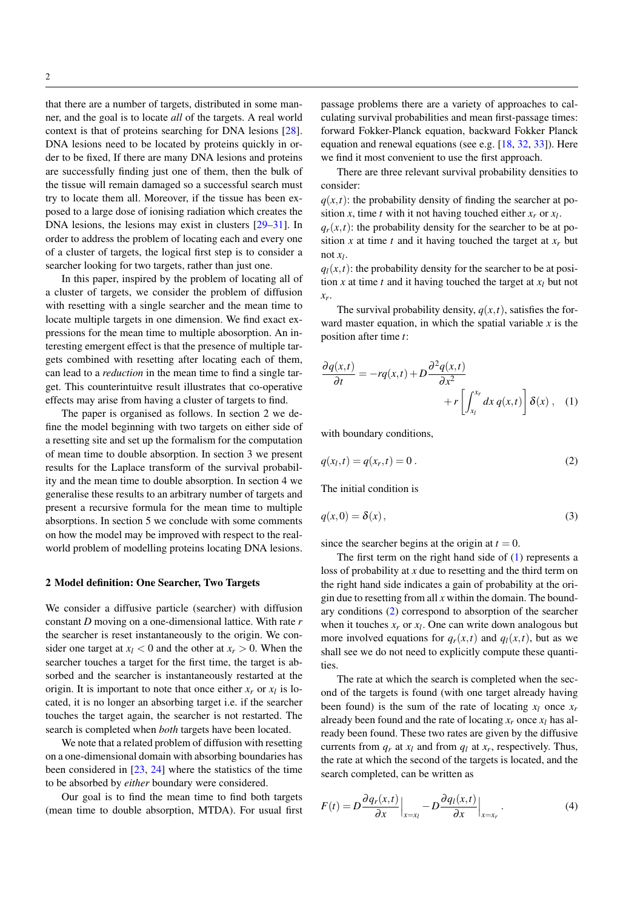that there are a number of targets, distributed in some manner, and the goal is to locate *all* of the targets. A real world context is that of proteins searching for DNA lesions [28]. DNA lesions need to be located by proteins quickly in order to be fixed, If there are many DNA lesions and proteins are successfully finding just one of them, then the bulk of the tissue will remain damaged so a successful search must try to locate them all. Moreover, if the tissue has been exposed to a large dose of ionising radiation which creates the DNA lesions, the lesions may exist in clusters [29–31]. In order to address the problem of locating each and every one of a cluster of targets, the logical first step is to consider a searcher looking for two targets, rather than just one.

In this paper, inspired by the problem of locating all of a cluster of targets, we consider the problem of diffusion with resetting with a single searcher and the mean time to locate multiple targets in one dimension. We find exact expressions for the mean time to multiple abosorption. An interesting emergent effect is that the presence of multiple targets combined with resetting after locating each of them, can lead to a *reduction* in the mean time to find a single target. This counterintuitve result illustrates that co-operative effects may arise from having a cluster of targets to find.

The paper is organised as follows. In section 2 we define the model beginning with two targets on either side of a resetting site and set up the formalism for the computation of mean time to double absorption. In section 3 we present results for the Laplace transform of the survival probability and the mean time to double absorption. In section 4 we generalise these results to an arbitrary number of targets and present a recursive formula for the mean time to multiple absorptions. In section 5 we conclude with some comments on how the model may be improved with respect to the real-world problem of modelling proteins locating DNA lesions.

## 2 Model definition: One Searcher, Two Targets

We consider a diffusive particle (searcher) with diffusion constant $D$ moving on a one-dimensional lattice. With rate $r$ the searcher is reset instantaneously to the origin. We consider one target at $x_l < 0$ and the other at $x_r > 0$. When the searcher touches a target for the first time, the target is absorbed and the searcher is instantaneously restarted at the origin. It is important to note that once either $x_r$ or $x_l$ is located, it is no longer an absorbing target i.e. if the searcher touches the target again, the searcher is not restarted. The search is completed when *both* targets have been located.

We note that a related problem of diffusion with resetting on a one-dimensional domain with absorbing boundaries has been considered in [23, 24] where the statistics of the time to be absorbed by *either* boundary were considered.

Our goal is to find the mean time to find both targets (mean time to double absorption, MTDA). For usual first passage problems there are a variety of approaches to calculating survival probabilities and mean first-passage times: forward Fokker-Planck equation, backward Fokker Planck equation and renewal equations (see e.g. [18, 32, 33]). Here we find it most convenient to use the first approach.

There are three relevant survival probability densities to consider:

$q(x,t)$: the probability density of finding the searcher at position $x$, time $t$ with it not having touched either $x_r$ or $x_l$.

$q_r(x,t)$: the probability density for the searcher to be at position $x$ at time $t$ and it having touched the target at $x_r$ but not $x_l$.

$q_l(x,t)$: the probability density for the searcher to be at position $x$ at time $t$ and it having touched the target at $x_l$ but not $x_r$.

The survival probability density, $q(x,t)$, satisfies the forward master equation, in which the spatial variable $x$ is the position after time $t$:

$$\frac{\partial q(x,t)}{\partial t} = -rq(x,t) + D\frac{\partial^2 q(x,t)}{\partial x^2} + r\left[\int_{x_l}^{x_r} dx\, q(x,t)\right]\delta(x)\,, \quad (1)$$

with boundary conditions,

$$q(x_l,t) = q(x_r,t) = 0\,. \quad (2)$$

The initial condition is

$$q(x,0) = \delta(x)\,, \quad (3)$$

since the searcher begins at the origin at $t = 0$.

The first term on the right hand side of (1) represents a loss of probability at $x$ due to resetting and the third term on the right hand side indicates a gain of probability at the origin due to resetting from all $x$ within the domain. The boundary conditions (2) correspond to absorption of the searcher when it touches $x_r$ or $x_l$. One can write down analogous but more involved equations for $q_r(x,t)$ and $q_l(x,t)$, but as we shall see we do not need to explicitly compute these quantities.

The rate at which the search is completed when the second of the targets is found (with one target already having been found) is the sum of the rate of locating $x_l$ once $x_r$ already been found and the rate of locating $x_r$ once $x_l$ has already been found. These two rates are given by the diffusive currents from $q_r$ at $x_l$ and from $q_l$ at $x_r$, respectively. Thus, the rate at which the second of the targets is located, and the search completed, can be written as

$$F(t) = D\frac{\partial q_r(x,t)}{\partial x}\Big|_{x=x_l} - D\frac{\partial q_l(x,t)}{\partial x}\Big|_{x=x_r}\,. \quad (4)$$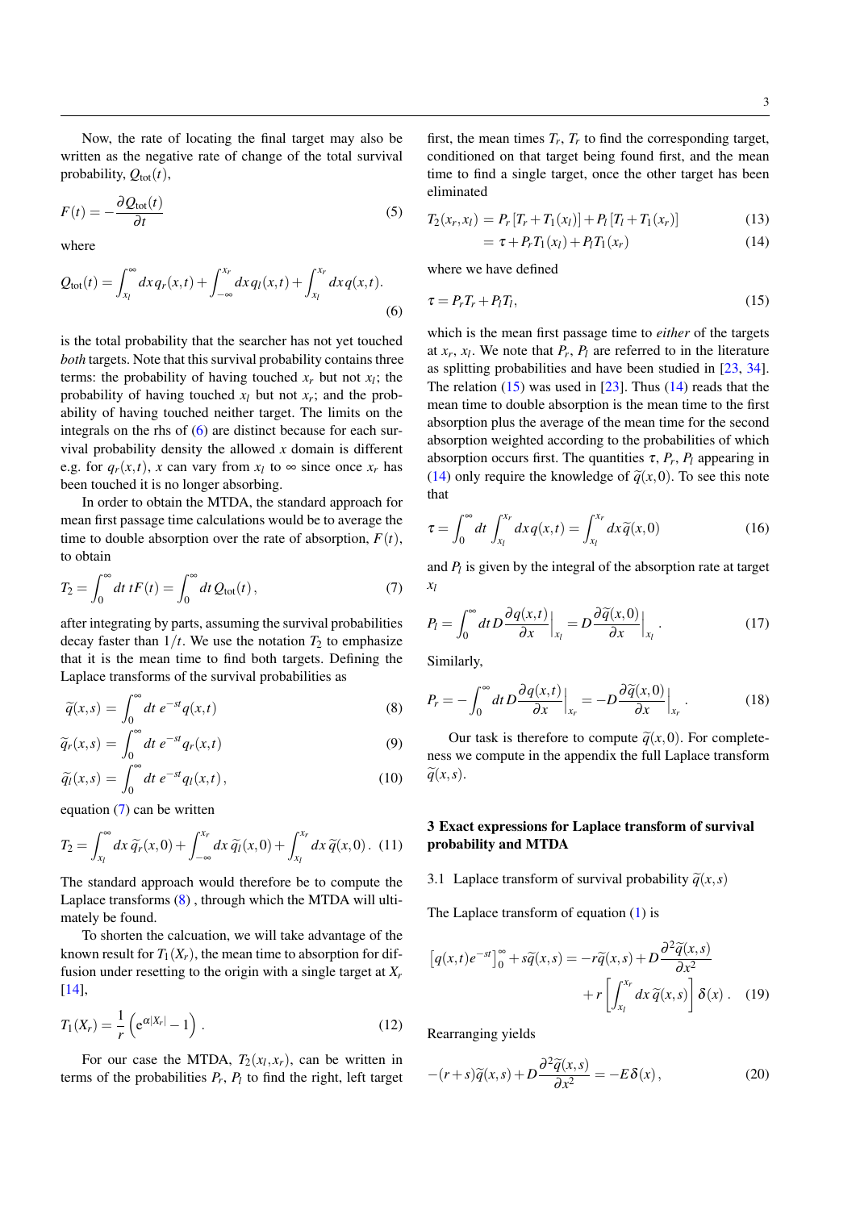Now, the rate of locating the final target may also be written as the negative rate of change of the total survival probability, $Q_{\rm tot}(t)$,

$$F(t) = -\frac{\partial Q_{\rm tot}(t)}{\partial t} \tag{5}$$

where

$$Q_{\rm tot}(t) = \int_{x_l}^{\infty} dx\, q_r(x,t) + \int_{-\infty}^{x_r} dx\, q_l(x,t) + \int_{x_l}^{x_r} dx\, q(x,t). \tag{6}$$

is the total probability that the searcher has not yet touched *both* targets. Note that this survival probability contains three terms: the probability of having touched $x_r$ but not $x_l$; the probability of having touched $x_l$ but not $x_r$; and the probability of having touched neither target. The limits on the integrals on the rhs of (6) are distinct because for each survival probability density the allowed $x$ domain is different e.g. for $q_r(x,t)$, $x$ can vary from $x_l$ to $\infty$ since once $x_r$ has been touched it is no longer absorbing.

In order to obtain the MTDA, the standard approach for mean first passage time calculations would be to average the time to double absorption over the rate of absorption, $F(t)$, to obtain

$$T_2 = \int_0^{\infty} dt\, t F(t) = \int_0^{\infty} dt\, Q_{\rm tot}(t)\,, \tag{7}$$

after integrating by parts, assuming the survival probabilities decay faster than $1/t$. We use the notation $T_2$ to emphasize that it is the mean time to find both targets. Defining the Laplace transforms of the survival probabilities as

$$\widetilde{q}(x,s) = \int_0^{\infty} dt\; e^{-st} q(x,t) \tag{8}$$

$$\widetilde{q}_r(x,s) = \int_0^{\infty} dt\; e^{-st} q_r(x,t) \tag{9}$$

$$\widetilde{q}_l(x,s) = \int_0^{\infty} dt\; e^{-st} q_l(x,t)\,, \tag{10}$$

equation (7) can be written

$$T_2 = \int_{x_l}^{\infty} dx\, \widetilde{q}_r(x,0) + \int_{-\infty}^{x_r} dx\, \widetilde{q}_l(x,0) + \int_{x_l}^{x_r} dx\, \widetilde{q}(x,0)\,. \tag{11}$$

The standard approach would therefore be to compute the Laplace transforms (8) , through which the MTDA will ultimately be found.

To shorten the calcuation, we will take advantage of the known result for $T_1(X_r)$, the mean time to absorption for diffusion under resetting to the origin with a single target at $X_r$ [14],

$$T_1(X_r) = \frac{1}{r}\left(e^{\alpha |X_r|} - 1\right)\,. \tag{12}$$

For our case the MTDA, $T_2(x_l,x_r)$, can be written in terms of the probabilities $P_r$, $P_l$ to find the right, left target first, the mean times $T_r$, $T_r$ to find the corresponding target, conditioned on that target being found first, and the mean time to find a single target, once the other target has been eliminated

$$\begin{aligned} T_2(x_r,x_l) &= P_r\left[T_r + T_1(x_l)\right] + P_l\left[T_l + T_1(x_r)\right] & (13)\\ &= \tau + P_r T_1(x_l) + P_l T_1(x_r) & (14)\end{aligned}$$

where we have defined

$$\tau = P_r T_r + P_l T_l, \tag{15}$$

which is the mean first passage time to *either* of the targets at $x_r$, $x_l$. We note that $P_r$, $P_l$ are referred to in the literature as splitting probabilities and have been studied in [23, 34]. The relation (15) was used in [23]. Thus (14) reads that the mean time to double absorption is the mean time to the first absorption plus the average of the mean time for the second absorption weighted according to the probabilities of which absorption occurs first. The quantities $\tau$, $P_r$, $P_l$ appearing in (14) only require the knowledge of $\widetilde{q}(x,0)$. To see this note that

$$\tau = \int_0^{\infty} dt \int_{x_l}^{x_r} dx\, q(x,t) = \int_{x_l}^{x_r} dx\, \widetilde{q}(x,0) \tag{16}$$

and $P_l$ is given by the integral of the absorption rate at target $x_l$

$$P_l = \int_0^{\infty} dt\, D\frac{\partial q(x,t)}{\partial x}\Big|_{x_l} = D\frac{\partial \widetilde{q}(x,0)}{\partial x}\Big|_{x_l}\,. \tag{17}$$

Similarly,

$$P_r = -\int_0^{\infty} dt\, D\frac{\partial q(x,t)}{\partial x}\Big|_{x_r} = -D\frac{\partial \widetilde{q}(x,0)}{\partial x}\Big|_{x_r}\,. \tag{18}$$

Our task is therefore to compute $\widetilde{q}(x,0)$. For completeness we compute in the appendix the full Laplace transform $\widetilde{q}(x,s)$.

## 3 Exact expressions for Laplace transform of survival probability and MTDA

### 3.1 Laplace transform of survival probability $\widetilde{q}(x,s)$

The Laplace transform of equation (1) is

$$\left[q(x,t)e^{-st}\right]_0^{\infty} + s\widetilde{q}(x,s) = -r\widetilde{q}(x,s) + D\frac{\partial^2 \widetilde{q}(x,s)}{\partial x^2} + r\left[\int_{x_l}^{x_r} dx\, \widetilde{q}(x,s)\right]\delta(x)\,. \tag{19}$$

Rearranging yields

$$-(r+s)\widetilde{q}(x,s) + D\frac{\partial^2 \widetilde{q}(x,s)}{\partial x^2} = -E\,\delta(x)\,, \tag{20}$$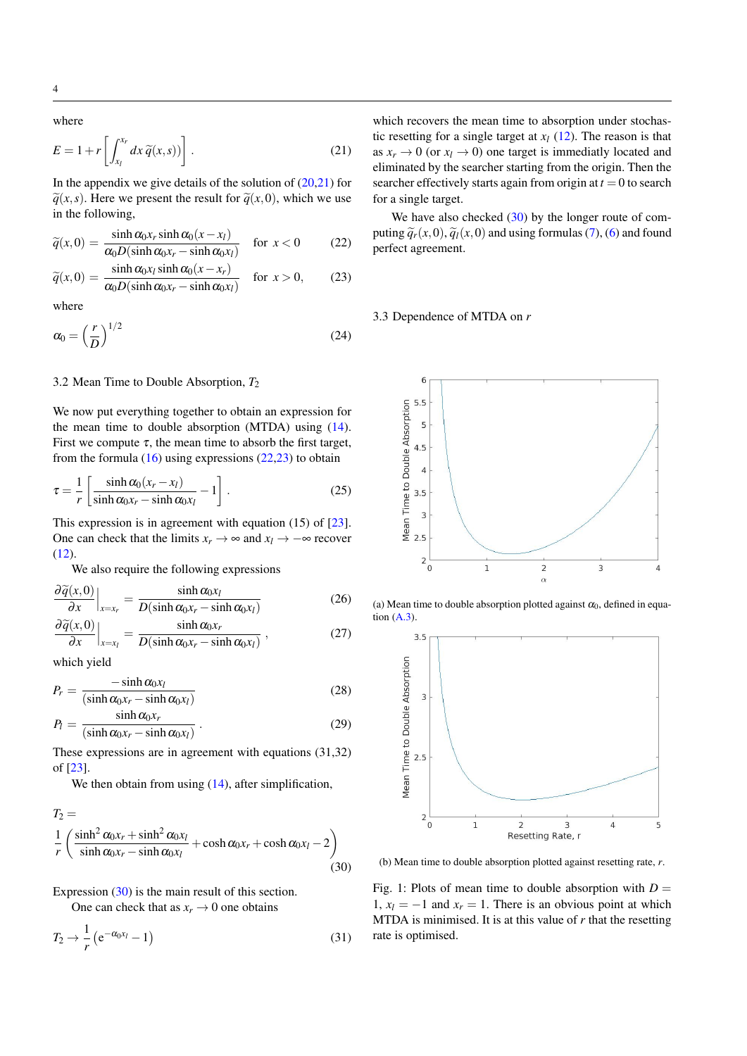where

$$E = 1 + r\left[\int_{x_l}^{x_r} dx\, \widetilde{q}(x,s)\right]. \tag{21}$$

In the appendix we give details of the solution of (20,21) for $\widetilde{q}(x,s)$. Here we present the result for $\widetilde{q}(x,0)$, which we use in the following,

$$\widetilde{q}(x,0) = \frac{\sinh \alpha_0 x_r \sinh \alpha_0 (x - x_l)}{\alpha_0 D(\sinh \alpha_0 x_r - \sinh \alpha_0 x_l)} \quad \text{for } x < 0 \tag{22}$$

$$\widetilde{q}(x,0) = \frac{\sinh \alpha_0 x_l \sinh \alpha_0 (x - x_r)}{\alpha_0 D(\sinh \alpha_0 x_r - \sinh \alpha_0 x_l)} \quad \text{for } x > 0, \tag{23}$$

where

$$\alpha_0 = \left(\frac{r}{D}\right)^{1/2} \tag{24}$$

### 3.2 Mean Time to Double Absorption, $T_2$

We now put everything together to obtain an expression for the mean time to double absorption (MTDA) using (14). First we compute $\tau$, the mean time to absorb the first target, from the formula (16) using expressions (22,23) to obtain

$$\tau = \frac{1}{r}\left[\frac{\sinh \alpha_0 (x_r - x_l)}{\sinh \alpha_0 x_r - \sinh \alpha_0 x_l} - 1\right]. \tag{25}$$

This expression is in agreement with equation (15) of [23]. One can check that the limits $x_r \to \infty$ and $x_l \to -\infty$ recover (12).

We also require the following expressions

$$\left.\frac{\partial \widetilde{q}(x,0)}{\partial x}\right|_{x=x_r} = \frac{\sinh \alpha_0 x_l}{D(\sinh \alpha_0 x_r - \sinh \alpha_0 x_l)} \tag{26}$$

$$\left.\frac{\partial \widetilde{q}(x,0)}{\partial x}\right|_{x=x_l} = \frac{\sinh \alpha_0 x_r}{D(\sinh \alpha_0 x_r - \sinh \alpha_0 x_l)}, \tag{27}$$

which yield

$$P_r = \frac{-\sinh \alpha_0 x_l}{(\sinh \alpha_0 x_r - \sinh \alpha_0 x_l)} \tag{28}$$

$$P_l = \frac{\sinh \alpha_0 x_r}{(\sinh \alpha_0 x_r - \sinh \alpha_0 x_l)}. \tag{29}$$

These expressions are in agreement with equations (31,32) of [23].

We then obtain from using (14), after simplification,

$$T_2 = \frac{1}{r}\left(\frac{\sinh^2 \alpha_0 x_r + \sinh^2 \alpha_0 x_l}{\sinh \alpha_0 x_r - \sinh \alpha_0 x_l} + \cosh \alpha_0 x_r + \cosh \alpha_0 x_l - 2\right) \tag{30}$$

Expression (30) is the main result of this section.

One can check that as $x_r \to 0$ one obtains

$$T_2 \to \frac{1}{r}\left(\mathrm{e}^{-\alpha_0 x_l} - 1\right) \tag{31}$$

which recovers the mean time to absorption under stochastic resetting for a single target at $x_l$ (12). The reason is that as $x_r \to 0$ (or $x_l \to 0$) one target is immediatly located and eliminated by the searcher starting from the origin. Then the searcher effectively starts again from origin at $t = 0$ to search for a single target.

We have also checked (30) by the longer route of computing $\widetilde{q}_r(x,0)$, $\widetilde{q}_l(x,0)$ and using formulas (7), (6) and found perfect agreement.

### 3.3 Dependence of MTDA on $r$

(a) Mean time to double absorption plotted against $\alpha_0$, defined in equation (A.3).

(b) Mean time to double absorption plotted against resetting rate, $r$.

Fig. 1: Plots of mean time to double absorption with $D = 1$, $x_l = -1$ and $x_r = 1$. There is an obvious point at which MTDA is minimised. It is at this value of $r$ that the resetting rate is optimised.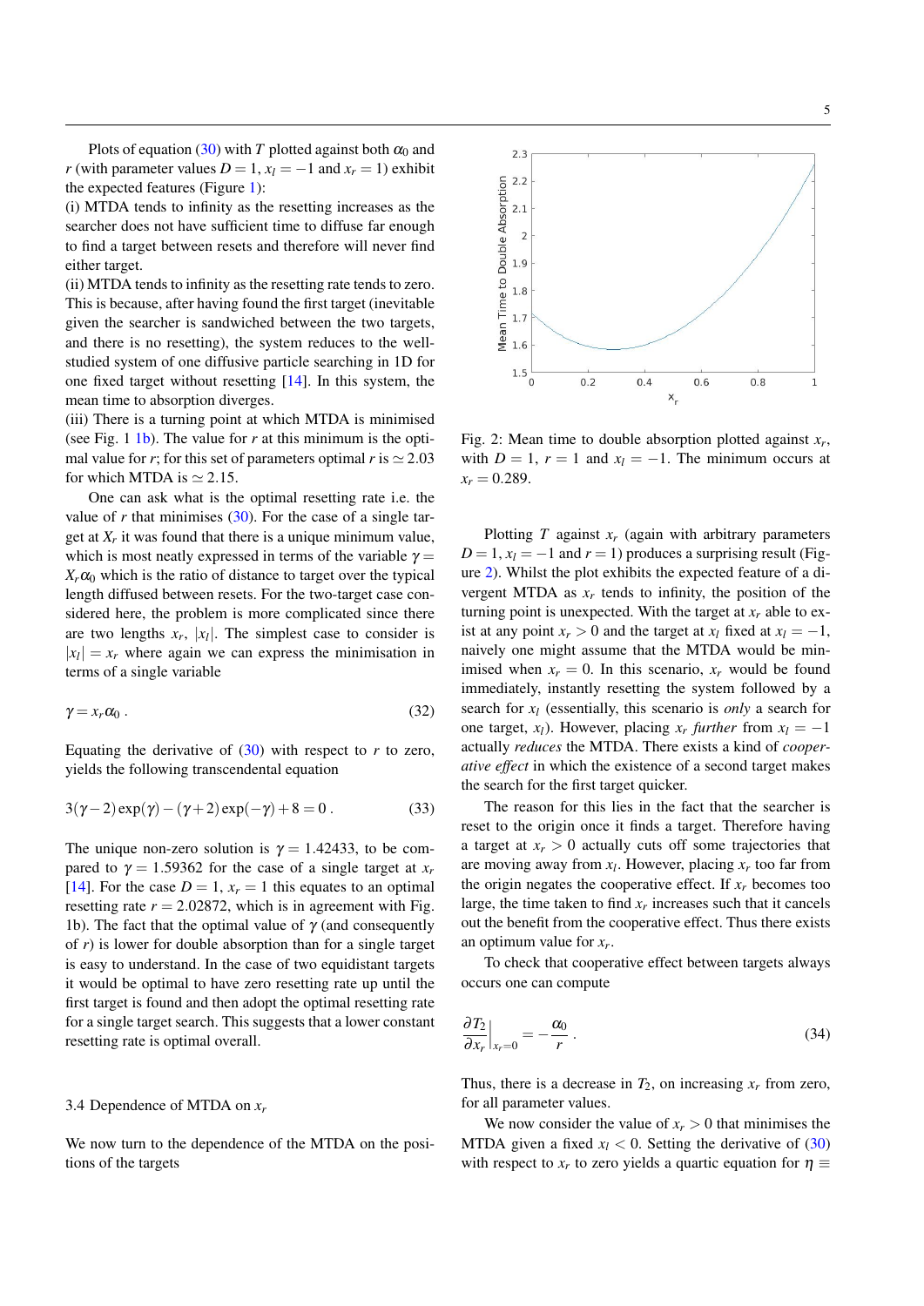Plots of equation (30) with $T$ plotted against both $\alpha_0$ and $r$ (with parameter values $D = 1$, $x_l = -1$ and $x_r = 1$) exhibit the expected features (Figure 1):

(i) MTDA tends to infinity as the resetting increases as the searcher does not have sufficient time to diffuse far enough to find a target between resets and therefore will never find either target.

(ii) MTDA tends to infinity as the resetting rate tends to zero. This is because, after having found the first target (inevitable given the searcher is sandwiched between the two targets, and there is no resetting), the system reduces to the well-studied system of one diffusive particle searching in 1D for one fixed target without resetting [14]. In this system, the mean time to absorption diverges.

(iii) There is a turning point at which MTDA is minimised (see Fig. 1 1b). The value for $r$ at this minimum is the optimal value for $r$; for this set of parameters optimal $r$ is $\simeq 2.03$ for which MTDA is $\simeq 2.15$.

One can ask what is the optimal resetting rate i.e. the value of $r$ that minimises (30). For the case of a single target at $X_r$ it was found that there is a unique minimum value, which is most neatly expressed in terms of the variable $\gamma = X_r\alpha_0$ which is the ratio of distance to target over the typical length diffused between resets. For the two-target case considered here, the problem is more complicated since there are two lengths $x_r$, $|x_l|$. The simplest case to consider is $|x_l| = x_r$ where again we can express the minimisation in terms of a single variable

$$\gamma = x_r\alpha_0 \,. \tag{32}$$

Equating the derivative of (30) with respect to $r$ to zero, yields the following transcendental equation

$$3(\gamma-2)\exp(\gamma) - (\gamma+2)\exp(-\gamma) + 8 = 0 \,. \tag{33}$$

The unique non-zero solution is $\gamma = 1.42433$, to be compared to $\gamma = 1.59362$ for the case of a single target at $x_r$ [14]. For the case $D = 1$, $x_r = 1$ this equates to an optimal resetting rate $r = 2.02872$, which is in agreement with Fig. 1b). The fact that the optimal value of $\gamma$ (and consequently of $r$) is lower for double absorption than for a single target is easy to understand. In the case of two equidistant targets it would be optimal to have zero resetting rate up until the first target is found and then adopt the optimal resetting rate for a single target search. This suggests that a lower constant resetting rate is optimal overall.

### 3.4 Dependence of MTDA on $x_r$

We now turn to the dependence of the MTDA on the positions of the targets

Fig. 2: Mean time to double absorption plotted against $x_r$, with $D = 1$, $r = 1$ and $x_l = -1$. The minimum occurs at $x_r = 0.289$.

Plotting $T$ against $x_r$ (again with arbitrary parameters $D = 1$, $x_l = -1$ and $r = 1$) produces a surprising result (Figure 2). Whilst the plot exhibits the expected feature of a divergent MTDA as $x_r$ tends to infinity, the position of the turning point is unexpected. With the target at $x_r$ able to exist at any point $x_r > 0$ and the target at $x_l$ fixed at $x_l = -1$, naively one might assume that the MTDA would be minimised when $x_r = 0$. In this scenario, $x_r$ would be found immediately, instantly resetting the system followed by a search for $x_l$ (essentially, this scenario is *only* a search for one target, $x_l$). However, placing $x_r$ *further* from $x_l = -1$ actually *reduces* the MTDA. There exists a kind of *cooperative effect* in which the existence of a second target makes the search for the first target quicker.

The reason for this lies in the fact that the searcher is reset to the origin once it finds a target. Therefore having a target at $x_r > 0$ actually cuts off some trajectories that are moving away from $x_l$. However, placing $x_r$ too far from the origin negates the cooperative effect. If $x_r$ becomes too large, the time taken to find $x_r$ increases such that it cancels out the benefit from the cooperative effect. Thus there exists an optimum value for $x_r$.

To check that cooperative effect between targets always occurs one can compute

$$\left.\frac{\partial T_2}{\partial x_r}\right|_{x_r=0} = -\frac{\alpha_0}{r} \,. \tag{34}$$

Thus, there is a decrease in $T_2$, on increasing $x_r$ from zero, for all parameter values.

We now consider the value of $x_r > 0$ that minimises the MTDA given a fixed $x_l < 0$. Setting the derivative of (30) with respect to $x_r$ to zero yields a quartic equation for $\eta \equiv$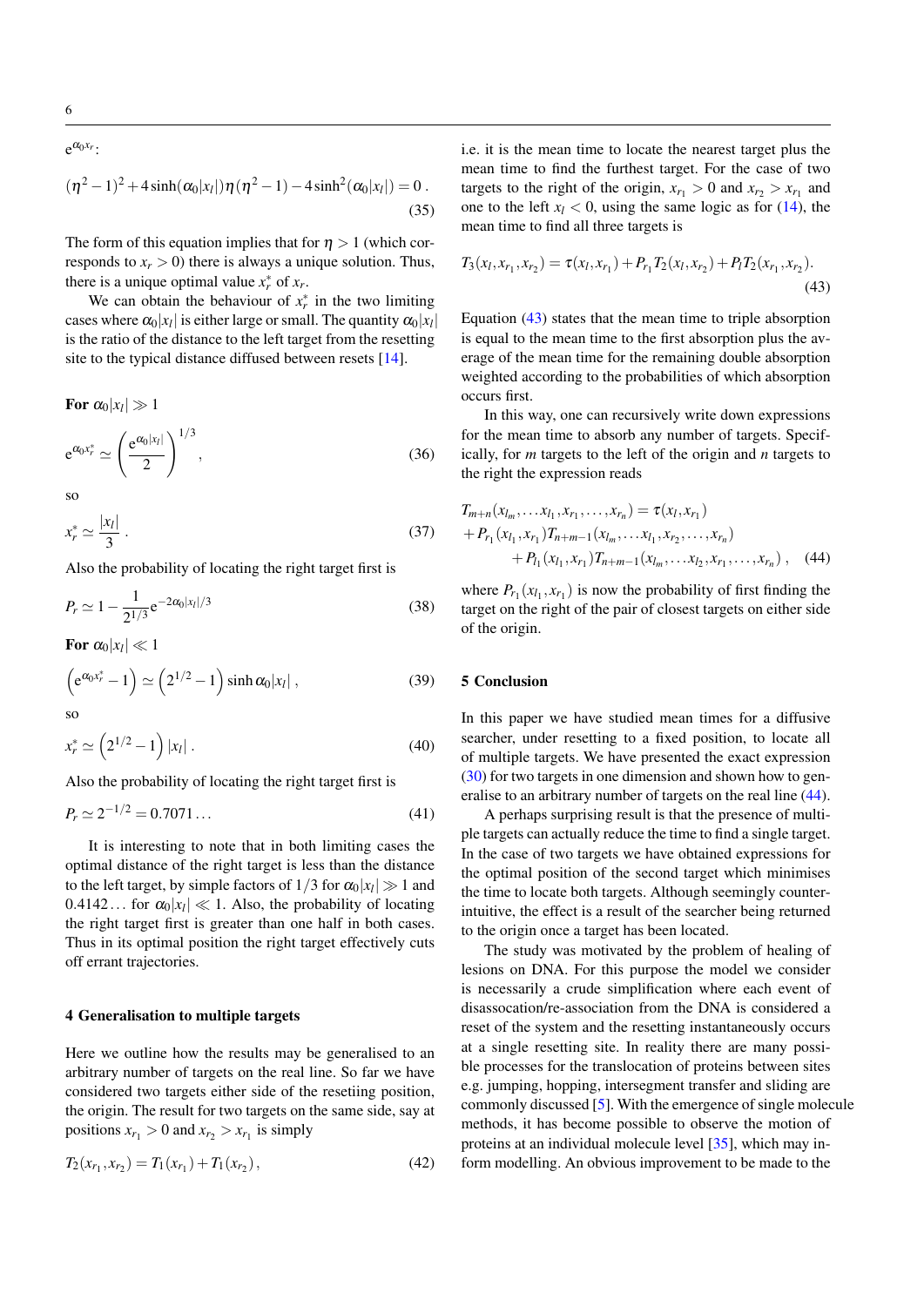$e^{\alpha_0 x_r}$:

$$(\eta^2-1)^2+4\sinh(\alpha_0|x_l|)\eta(\eta^2-1)-4\sinh^2(\alpha_0|x_l|)=0\,. \tag{35}$$

The form of this equation implies that for $\eta > 1$ (which corresponds to $x_r > 0$) there is always a unique solution. Thus, there is a unique optimal value $x_r^*$ of $x_r$.

We can obtain the behaviour of $x_r^*$ in the two limiting cases where $\alpha_0|x_l|$ is either large or small. The quantity $\alpha_0|x_l|$ is the ratio of the distance to the left target from the resetting site to the typical distance diffused between resets [14].

**For $\alpha_0|x_l| \gg 1$**

$$e^{\alpha_0 x_r^*} \simeq \left(\frac{e^{\alpha_0|x_l|}}{2}\right)^{1/3}, \tag{36}$$

so

$$x_r^* \simeq \frac{|x_l|}{3}\,. \tag{37}$$

Also the probability of locating the right target first is

$$P_r \simeq 1-\frac{1}{2^{1/3}}e^{-2\alpha_0|x_l|/3} \tag{38}$$

**For $\alpha_0|x_l| \ll 1$**

$$\left(e^{\alpha_0 x_r^*}-1\right) \simeq \left(2^{1/2}-1\right)\sinh\alpha_0|x_l|\,, \tag{39}$$

so

$$x_r^* \simeq \left(2^{1/2}-1\right)|x_l|\,. \tag{40}$$

Also the probability of locating the right target first is

$$P_r \simeq 2^{-1/2} = 0.7071\ldots \tag{41}$$

It is interesting to note that in both limiting cases the optimal distance of the right target is less than the distance to the left target, by simple factors of $1/3$ for $\alpha_0|x_l| \gg 1$ and $0.4142\ldots$ for $\alpha_0|x_l| \ll 1$. Also, the probability of locating the right target first is greater than one half in both cases. Thus in its optimal position the right target effectively cuts off errant trajectories.

## 4 Generalisation to multiple targets

Here we outline how the results may be generalised to an arbitrary number of targets on the real line. So far we have considered two targets either side of the resetiing position, the origin. The result for two targets on the same side, say at positions $x_{r_1} > 0$ and $x_{r_2} > x_{r_1}$ is simply

$$T_2(x_{r_1},x_{r_2}) = T_1(x_{r_1})+T_1(x_{r_2})\,, \tag{42}$$

i.e. it is the mean time to locate the nearest target plus the mean time to find the furthest target. For the case of two targets to the right of the origin, $x_{r_1} > 0$ and $x_{r_2} > x_{r_1}$ and one to the left $x_l < 0$, using the same logic as for (14), the mean time to find all three targets is

$$T_3(x_l,x_{r_1},x_{r_2}) = \tau(x_l,x_{r_1})+P_{r_1}T_2(x_l,x_{r_2})+P_l T_2(x_{r_1},x_{r_2}). \tag{43}$$

Equation (43) states that the mean time to triple absorption is equal to the mean time to the first absorption plus the average of the mean time for the remaining double absorption weighted according to the probabilities of which absorption occurs first.

In this way, one can recursively write down expressions for the mean time to absorb any number of targets. Specifically, for $m$ targets to the left of the origin and $n$ targets to the right the expression reads

$$\begin{aligned}
&T_{m+n}(x_{l_m},\ldots x_{l_1},x_{r_1},\ldots,x_{r_n}) = \tau(x_l,x_{r_1})\\
&+P_{r_1}(x_{l_1},x_{r_1})T_{n+m-1}(x_{l_m},\ldots x_{l_1},x_{r_2},\ldots,x_{r_n})\\
&\qquad+P_{l_1}(x_{l_1},x_{r_1})T_{n+m-1}(x_{l_m},\ldots x_{l_2},x_{r_1},\ldots,x_{r_n})\,,
\end{aligned} \tag{44}$$

where $P_{r_1}(x_{l_1},x_{r_1})$ is now the probability of first finding the target on the right of the pair of closest targets on either side of the origin.

## 5 Conclusion

In this paper we have studied mean times for a diffusive searcher, under resetting to a fixed position, to locate all of multiple targets. We have presented the exact expression (30) for two targets in one dimension and shown how to generalise to an arbitrary number of targets on the real line (44).

A perhaps surprising result is that the presence of multiple targets can actually reduce the time to find a single target. In the case of two targets we have obtained expressions for the optimal position of the second target which minimises the time to locate both targets. Although seemingly counterintuitive, the effect is a result of the searcher being returned to the origin once a target has been located.

The study was motivated by the problem of healing of lesions on DNA. For this purpose the model we consider is necessarily a crude simplification where each event of disassociation/re-association from the DNA is considered a reset of the system and the resetting instantaneously occurs at a single resetting site. In reality there are many possible processes for the translocation of proteins between sites e.g. jumping, hopping, intersegment transfer and sliding are commonly discussed [5]. With the emergence of single molecule methods, it has become possible to observe the motion of proteins at an individual molecule level [35], which may inform modelling. An obvious improvement to be made to the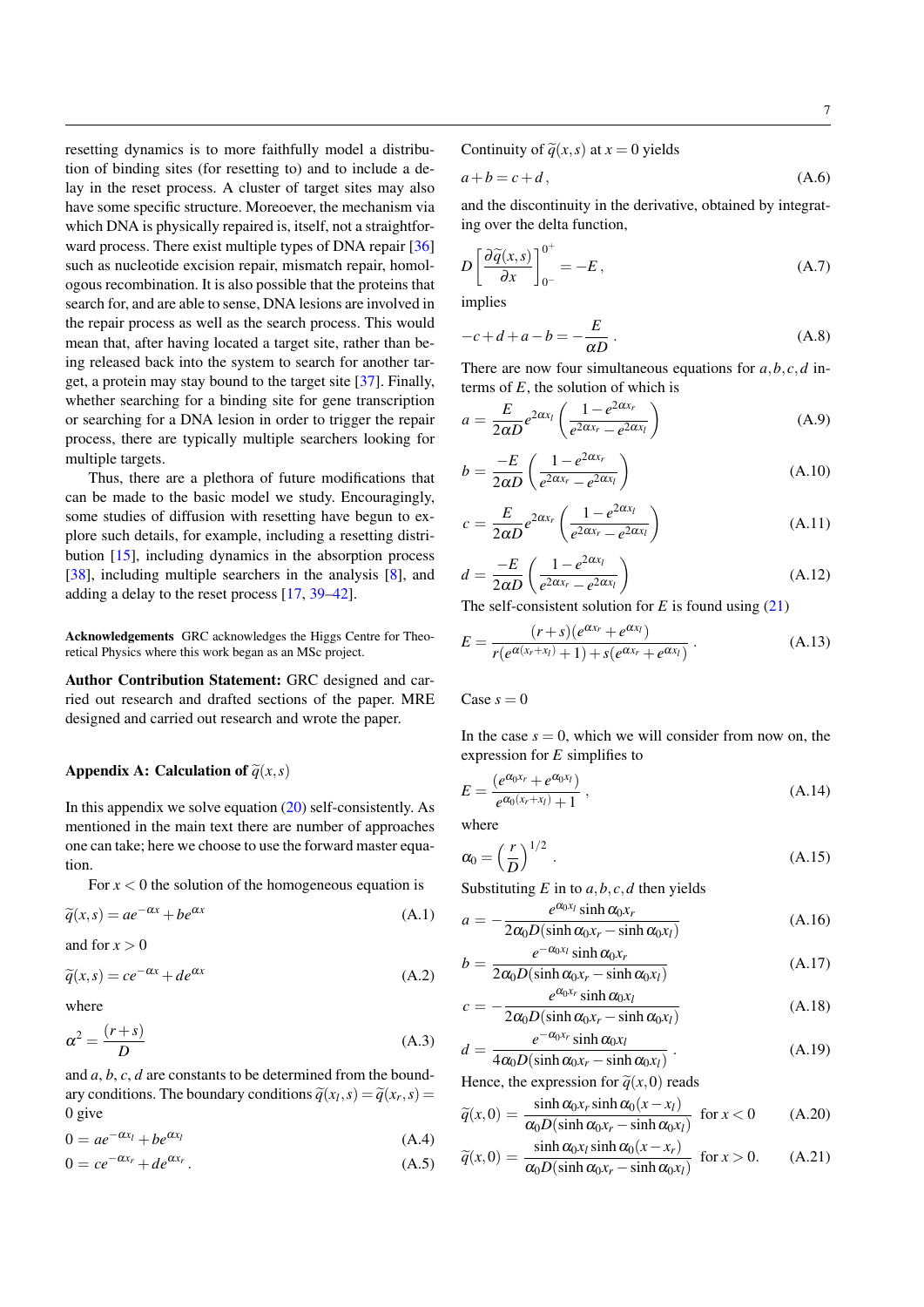resetting dynamics is to more faithfully model a distribution of binding sites (for resetting to) and to include a delay in the reset process. A cluster of target sites may also have some specific structure. Moreoever, the mechanism via which DNA is physically repaired is, itself, not a straightforward process. There exist multiple types of DNA repair [36] such as nucleotide excision repair, mismatch repair, homologous recombination. It is also possible that the proteins that search for, and are able to sense, DNA lesions are involved in the repair process as well as the search process. This would mean that, after having located a target site, rather than being released back into the system to search for another target, a protein may stay bound to the target site [37]. Finally, whether searching for a binding site for gene transcription or searching for a DNA lesion in order to trigger the repair process, there are typically multiple searchers looking for multiple targets.

Thus, there are a plethora of future modifications that can be made to the basic model we study. Encouragingly, some studies of diffusion with resetting have begun to explore such details, for example, including a resetting distribution [15], including dynamics in the absorption process [38], including multiple searchers in the analysis [8], and adding a delay to the reset process [17, 39–42].

**Acknowledgements** GRC acknowledges the Higgs Centre for Theoretical Physics where this work began as an MSc project.

**Author Contribution Statement:** GRC designed and carried out research and drafted sections of the paper. MRE designed and carried out research and wrote the paper.

## Appendix A: Calculation of $\widetilde{q}(x,s)$

In this appendix we solve equation (20) self-consistently. As mentioned in the main text there are number of approaches one can take; here we choose to use the forward master equation.

For $x<0$ the solution of the homogeneous equation is

$$\widetilde{q}(x,s) = ae^{-\alpha x} + be^{\alpha x} \tag{A.1}$$

and for $x>0$

$$\widetilde{q}(x,s) = ce^{-\alpha x} + de^{\alpha x} \tag{A.2}$$

where

$$\alpha^2 = \frac{(r+s)}{D} \tag{A.3}$$

and $a$, $b$, $c$, $d$ are constants to be determined from the boundary conditions. The boundary conditions $\widetilde{q}(x_l,s) = \widetilde{q}(x_r,s) = 0$ give

$$0 = ae^{-\alpha x_l} + be^{\alpha x_l} \tag{A.4}$$

$$0 = ce^{-\alpha x_r} + de^{\alpha x_r}. \tag{A.5}$$

Continuity of $\widetilde{q}(x,s)$ at $x=0$ yields

$$a+b = c+d\,, \tag{A.6}$$

and the discontinuity in the derivative, obtained by integrating over the delta function,

$$D\left[\frac{\partial \widetilde{q}(x,s)}{\partial x}\right]_{0^-}^{0^+} = -E\,, \tag{A.7}$$

implies

$$-c+d+a-b = -\frac{E}{\alpha D}\,. \tag{A.8}$$

There are now four simultaneous equations for $a,b,c,d$ in-terms of $E$, the solution of which is

$$a = \frac{E}{2\alpha D}e^{2\alpha x_l}\left(\frac{1-e^{2\alpha x_r}}{e^{2\alpha x_r}-e^{2\alpha x_l}}\right) \tag{A.9}$$

$$b = \frac{-E}{2\alpha D}\left(\frac{1-e^{2\alpha x_r}}{e^{2\alpha x_r}-e^{2\alpha x_l}}\right) \tag{A.10}$$

$$c = \frac{E}{2\alpha D}e^{2\alpha x_r}\left(\frac{1-e^{2\alpha x_l}}{e^{2\alpha x_r}-e^{2\alpha x_l}}\right) \tag{A.11}$$

$$d = \frac{-E}{2\alpha D}\left(\frac{1-e^{2\alpha x_l}}{e^{2\alpha x_r}-e^{2\alpha x_l}}\right) \tag{A.12}$$

The self-consistent solution for $E$ is found using (21)

$$E = \frac{(r+s)(e^{\alpha x_r}+e^{\alpha x_l})}{r(e^{\alpha(x_r+x_l)}+1)+s(e^{\alpha x_r}+e^{\alpha x_l})}\,. \tag{A.13}$$

Case $s=0$

In the case $s=0$, which we will consider from now on, the expression for $E$ simplifies to

$$E = \frac{(e^{\alpha_0 x_r}+e^{\alpha_0 x_l})}{e^{\alpha_0(x_r+x_l)}+1}\,, \tag{A.14}$$

where

$$\alpha_0 = \left(\frac{r}{D}\right)^{1/2}. \tag{A.15}$$

Substituting $E$ in to $a,b,c,d$ then yields

$$a = -\frac{e^{\alpha_0 x_l}\sinh\alpha_0 x_r}{2\alpha_0 D(\sinh\alpha_0 x_r - \sinh\alpha_0 x_l)} \tag{A.16}$$

$$b = \frac{e^{-\alpha_0 x_l}\sinh\alpha_0 x_r}{2\alpha_0 D(\sinh\alpha_0 x_r - \sinh\alpha_0 x_l)} \tag{A.17}$$

$$c = -\frac{e^{\alpha_0 x_r}\sinh\alpha_0 x_l}{2\alpha_0 D(\sinh\alpha_0 x_r - \sinh\alpha_0 x_l)} \tag{A.18}$$

$$d = \frac{e^{-\alpha_0 x_r}\sinh\alpha_0 x_l}{4\alpha_0 D(\sinh\alpha_0 x_r - \sinh\alpha_0 x_l)}\,. \tag{A.19}$$

Hence, the expression for $\widetilde{q}(x,0)$ reads

$$\widetilde{q}(x,0) = \frac{\sinh\alpha_0 x_r \sinh\alpha_0(x-x_l)}{\alpha_0 D(\sinh\alpha_0 x_r - \sinh\alpha_0 x_l)} \quad \text{for } x<0 \tag{A.20}$$

$$\widetilde{q}(x,0) = \frac{\sinh\alpha_0 x_l \sinh\alpha_0(x-x_r)}{\alpha_0 D(\sinh\alpha_0 x_r - \sinh\alpha_0 x_l)} \quad \text{for } x>0. \tag{A.21}$$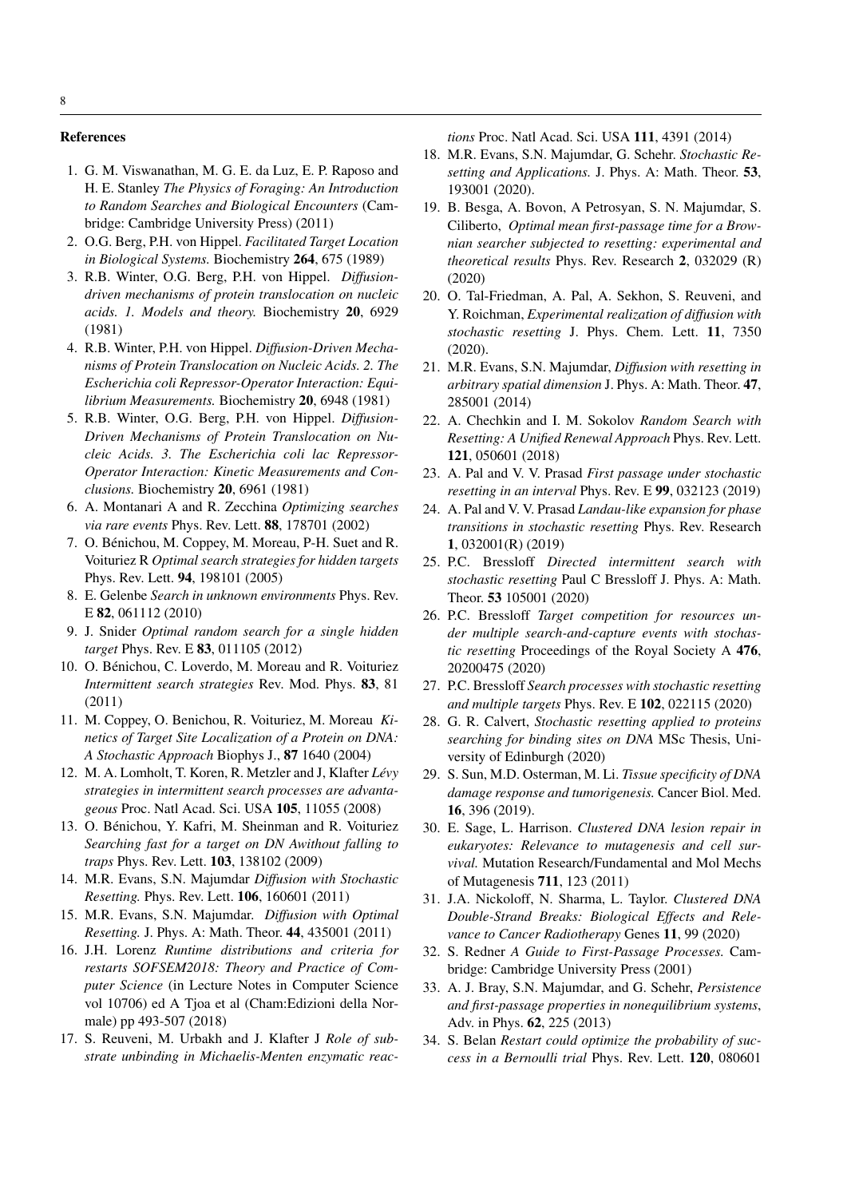## References

1. G. M. Viswanathan, M. G. E. da Luz, E. P. Raposo and H. E. Stanley *The Physics of Foraging: An Introduction to Random Searches and Biological Encounters* (Cambridge: Cambridge University Press) (2011)
2. O.G. Berg, P.H. von Hippel. *Facilitated Target Location in Biological Systems.* Biochemistry **264**, 675 (1989)
3. R.B. Winter, O.G. Berg, P.H. von Hippel. *Diffusion-driven mechanisms of protein translocation on nucleic acids. 1. Models and theory.* Biochemistry **20**, 6929 (1981)
4. R.B. Winter, P.H. von Hippel. *Diffusion-Driven Mechanisms of Protein Translocation on Nucleic Acids. 2. The Escherichia coli Repressor-Operator Interaction: Equilibrium Measurements.* Biochemistry **20**, 6948 (1981)
5. R.B. Winter, O.G. Berg, P.H. von Hippel. *Diffusion-Driven Mechanisms of Protein Translocation on Nucleic Acids. 3. The Escherichia coli lac Repressor-Operator Interaction: Kinetic Measurements and Conclusions.* Biochemistry **20**, 6961 (1981)
6. A. Montanari A and R. Zecchina *Optimizing searches via rare events* Phys. Rev. Lett. **88**, 178701 (2002)
7. O. Bénichou, M. Coppey, M. Moreau, P-H. Suet and R. Voituriez R *Optimal search strategies for hidden targets* Phys. Rev. Lett. **94**, 198101 (2005)
8. E. Gelenbe *Search in unknown environments* Phys. Rev. E **82**, 061112 (2010)
9. J. Snider *Optimal random search for a single hidden target* Phys. Rev. E **83**, 011105 (2012)
10. O. Bénichou, C. Loverdo, M. Moreau and R. Voituriez *Intermittent search strategies* Rev. Mod. Phys. **83**, 81 (2011)
11. M. Coppey, O. Benichou, R. Voituriez, M. Moreau *Kinetics of Target Site Localization of a Protein on DNA: A Stochastic Approach* Biophys J., **87** 1640 (2004)
12. M. A. Lomholt, T. Koren, R. Metzler and J, Klafter *Lévy strategies in intermittent search processes are advantageous* Proc. Natl Acad. Sci. USA **105**, 11055 (2008)
13. O. Bénichou, Y. Kafri, M. Sheinman and R. Voituriez *Searching fast for a target on DN Awithout falling to traps* Phys. Rev. Lett. **103**, 138102 (2009)
14. M.R. Evans, S.N. Majumdar *Diffusion with Stochastic Resetting.* Phys. Rev. Lett. **106**, 160601 (2011)
15. M.R. Evans, S.N. Majumdar. *Diffusion with Optimal Resetting.* J. Phys. A: Math. Theor. **44**, 435001 (2011)
16. J.H. Lorenz *Runtime distributions and criteria for restarts SOFSEM2018: Theory and Practice of Computer Science* (in Lecture Notes in Computer Science vol 10706) ed A Tjoa et al (Cham:Edizioni della Normale) pp 493-507 (2018)
17. S. Reuveni, M. Urbakh and J. Klafter J *Role of substrate unbinding in Michaelis-Menten enzymatic reactions* Proc. Natl Acad. Sci. USA **111**, 4391 (2014)
18. M.R. Evans, S.N. Majumdar, G. Schehr. *Stochastic Resetting and Applications.* J. Phys. A: Math. Theor. **53**, 193001 (2020).
19. B. Besga, A. Bovon, A Petrosyan, S. N. Majumdar, S. Ciliberto, *Optimal mean first-passage time for a Brownian searcher subjected to resetting: experimental and theoretical results* Phys. Rev. Research **2**, 032029 (R) (2020)
20. O. Tal-Friedman, A. Pal, A. Sekhon, S. Reuveni, and Y. Roichman, *Experimental realization of diffusion with stochastic resetting* J. Phys. Chem. Lett. **11**, 7350 (2020).
21. M.R. Evans, S.N. Majumdar, *Diffusion with resetting in arbitrary spatial dimension* J. Phys. A: Math. Theor. **47**, 285001 (2014)
22. A. Chechkin and I. M. Sokolov *Random Search with Resetting: A Unified Renewal Approach* Phys. Rev. Lett. **121**, 050601 (2018)
23. A. Pal and V. V. Prasad *First passage under stochastic resetting in an interval* Phys. Rev. E **99**, 032123 (2019)
24. A. Pal and V. V. Prasad *Landau-like expansion for phase transitions in stochastic resetting* Phys. Rev. Research **1**, 032001(R) (2019)
25. P.C. Bressloff *Directed intermittent search with stochastic resetting* Paul C Bressloff J. Phys. A: Math. Theor. **53** 105001 (2020)
26. P.C. Bressloff *Target competition for resources under multiple search-and-capture events with stochastic resetting* Proceedings of the Royal Society A **476**, 20200475 (2020)
27. P.C. Bressloff *Search processes with stochastic resetting and multiple targets* Phys. Rev. E **102**, 022115 (2020)
28. G. R. Calvert, *Stochastic resetting applied to proteins searching for binding sites on DNA* MSc Thesis, University of Edinburgh (2020)
29. S. Sun, M.D. Osterman, M. Li. *Tissue specificity of DNA damage response and tumorigenesis.* Cancer Biol. Med. **16**, 396 (2019).
30. E. Sage, L. Harrison. *Clustered DNA lesion repair in eukaryotes: Relevance to mutagenesis and cell survival.* Mutation Research/Fundamental and Mol Mechs of Mutagenesis **711**, 123 (2011)
31. J.A. Nickoloff, N. Sharma, L. Taylor. *Clustered DNA Double-Strand Breaks: Biological Effects and Relevance to Cancer Radiotherapy* Genes **11**, 99 (2020)
32. S. Redner *A Guide to First-Passage Processes.* Cambridge: Cambridge University Press (2001)
33. A. J. Bray, S.N. Majumdar, and G. Schehr, *Persistence and first-passage properties in nonequilibrium systems*, Adv. in Phys. **62**, 225 (2013)
34. S. Belan *Restart could optimize the probability of success in a Bernoulli trial* Phys. Rev. Lett. **120**, 080601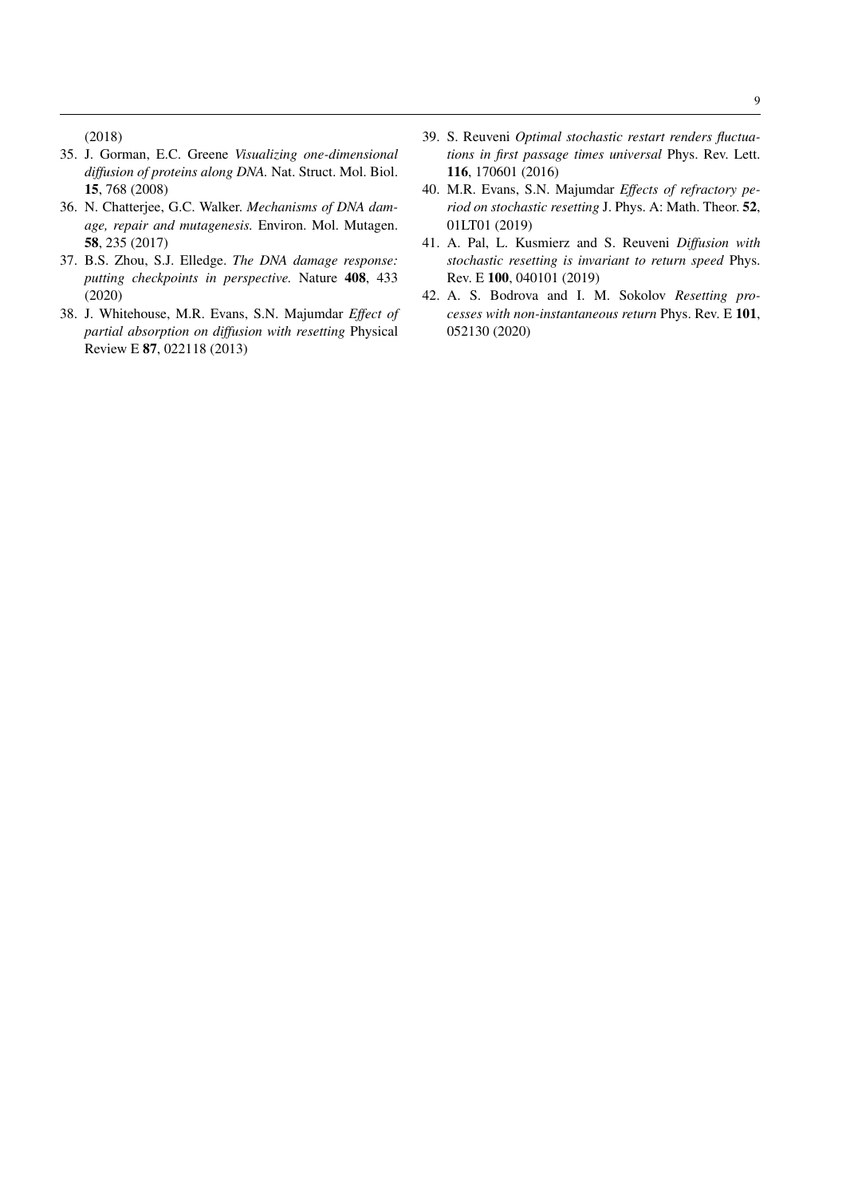(2018)

35. J. Gorman, E.C. Greene *Visualizing one-dimensional diffusion of proteins along DNA*. Nat. Struct. Mol. Biol. **15**, 768 (2008)
36. N. Chatterjee, G.C. Walker. *Mechanisms of DNA damage, repair and mutagenesis.* Environ. Mol. Mutagen. **58**, 235 (2017)
37. B.S. Zhou, S.J. Elledge. *The DNA damage response: putting checkpoints in perspective.* Nature **408**, 433 (2020)
38. J. Whitehouse, M.R. Evans, S.N. Majumdar *Effect of partial absorption on diffusion with resetting* Physical Review E **87**, 022118 (2013)
39. S. Reuveni *Optimal stochastic restart renders fluctuations in first passage times universal* Phys. Rev. Lett. **116**, 170601 (2016)
40. M.R. Evans, S.N. Majumdar *Effects of refractory period on stochastic resetting* J. Phys. A: Math. Theor. **52**, 01LT01 (2019)
41. A. Pal, L. Kusmierz and S. Reuveni *Diffusion with stochastic resetting is invariant to return speed* Phys. Rev. E **100**, 040101 (2019)
42. A. S. Bodrova and I. M. Sokolov *Resetting processes with non-instantaneous return* Phys. Rev. E **101**, 052130 (2020)